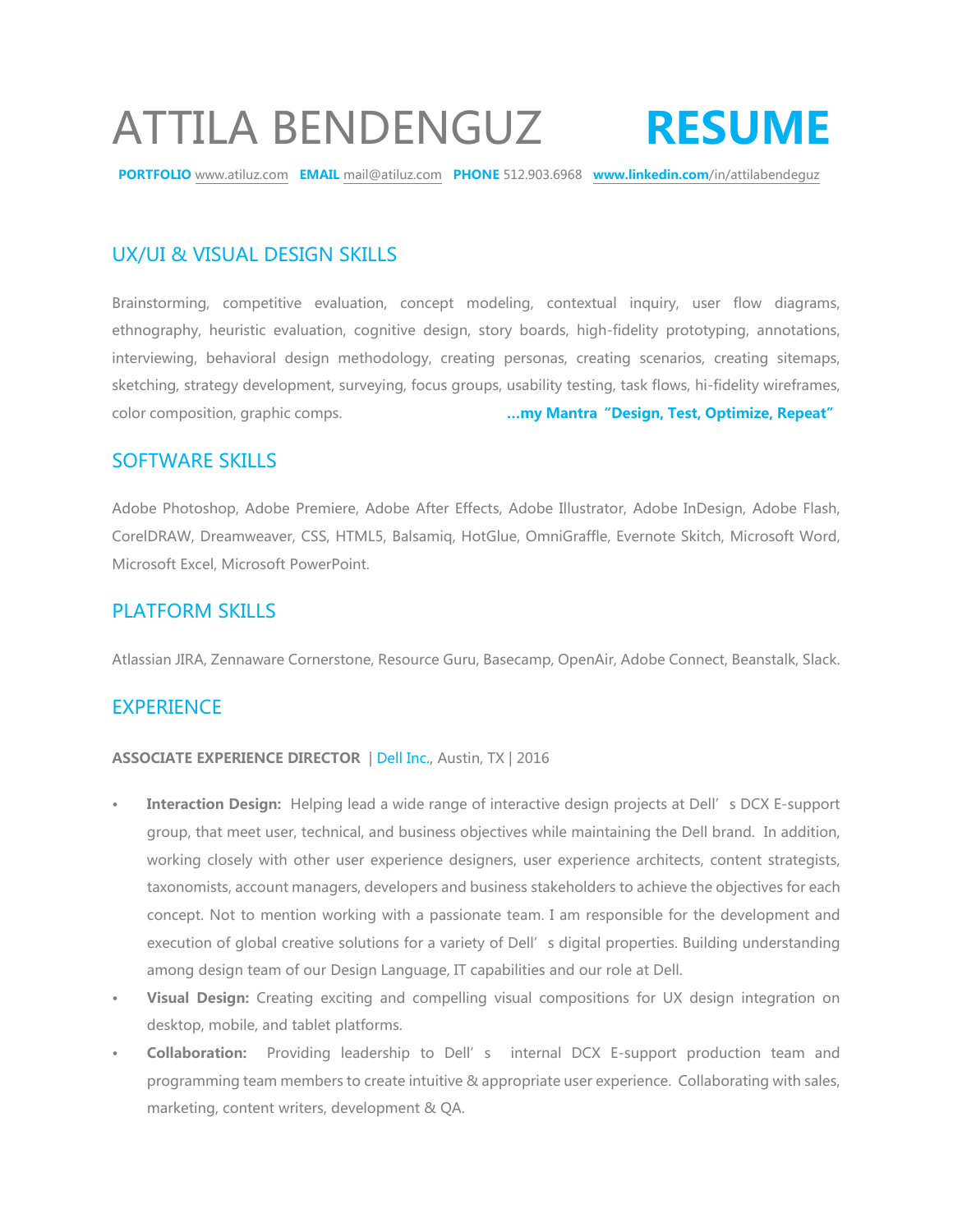# ATTILA BENDENGUZ RESUME

**PORTFOLIO** www.atiluz.com **EMAIL** mail@atiluz.com **PHONE** 512.903.6968 **www.linkedin.com**/in/attilabendeguz

## UX/UI & VISUAL DESIGN SKILLS

Brainstorming, competitive evaluation, concept modeling, contextual inquiry, user flow diagrams, ethnography, heuristic evaluation, cognitive design, story boards, high-fidelity prototyping, annotations, interviewing, behavioral design methodology, creating personas, creating scenarios, creating sitemaps, sketching, strategy development, surveying, focus groups, usability testing, task flows, hi-fidelity wireframes, color composition, graphic comps.

**...my Mantra "Design, Test, Optimize, Repeat"**

## SOFTWARE SKILLS

Adobe Photoshop, Adobe Premiere, Adobe After Effects, Adobe Illustrator, Adobe InDesign, Adobe Flash, CorelDRAW, Dreamweaver, CSS, HTML5, Balsamiq, HotGlue, OmniGraffle, Evernote Skitch, Microsoft Word, Microsoft Excel, Microsoft PowerPoint.

## PLATFORM SKILLS

Atlassian JIRA, Zennaware Cornerstone, Resource Guru, Basecamp, OpenAir, Adobe Connect, Beanstalk, Slack.

## EXPERIENCE

**ASSOCIATE EXPERIENCE DIRECTOR** | Dell Inc., Austin, TX | 2016

- **Interaction Design:** Helping lead a wide range of interactive design projects at Dell's DCX E-support group, that meet user, technical, and business objectives while maintaining the Dell brand. In addition, working closely with other user experience designers, user experience architects, content strategists, taxonomists, account managers, developers and business stakeholders to achieve the objectives for each concept. Not to mention working with a passionate team. I am responsible for the development and execution of global creative solutions for a variety of Dell's digital properties. Building understanding among design team of our Design Language, IT capabilities and our role at Dell.
- **Visual Design:** Creating exciting and compelling visual compositions for UX design integration on desktop, mobile, and tablet platforms.
- **Collaboration:** Providing leadership to Dell's internal DCX E-support production team and programming team members to create intuitive & appropriate user experience. Collaborating with sales, marketing, content writers, development & QA.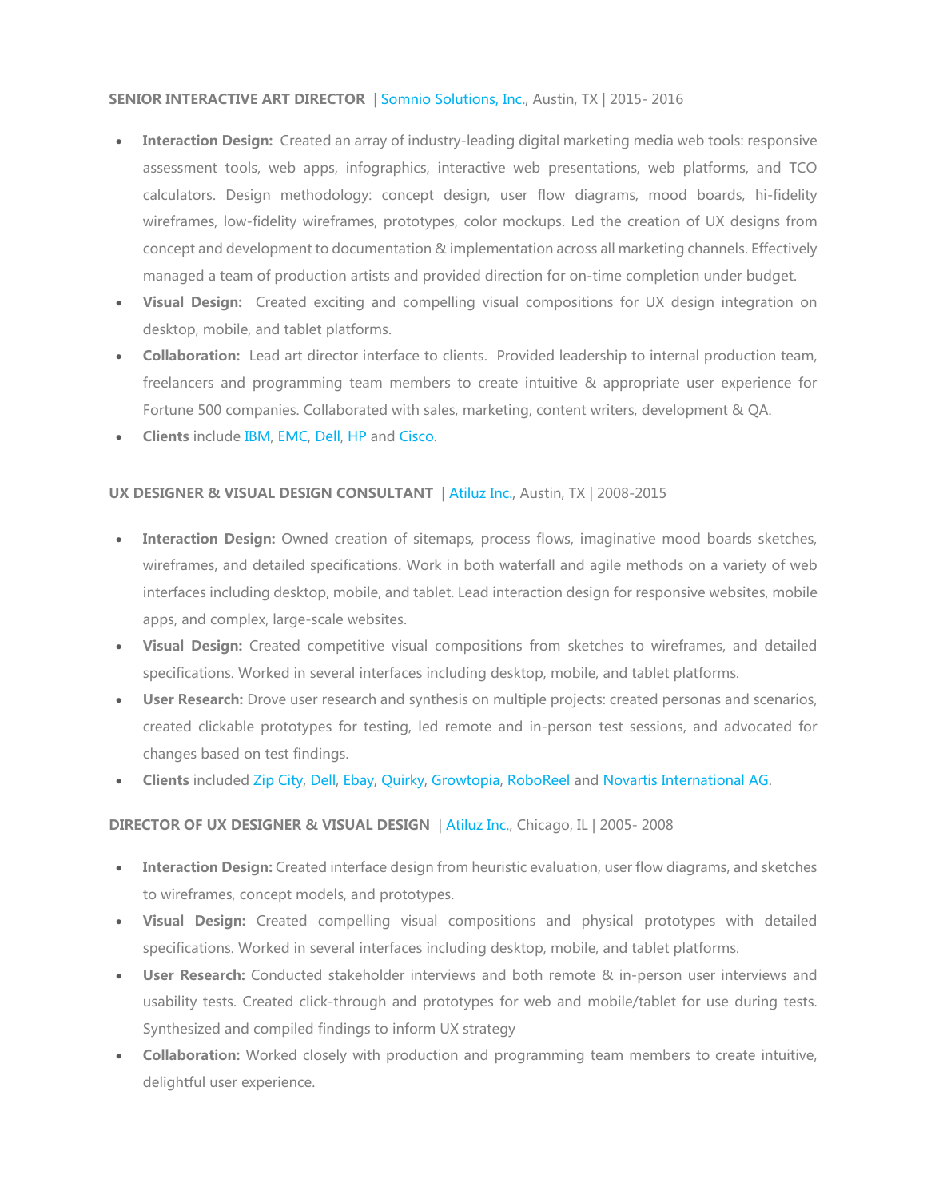**SENIOR INTERACTIVE ART DIRECTOR** | Somnio Solutions, Inc., Austin, TX | 2015- 2016

- **Interaction Design:** Created an array of industry-leading digital marketing media web tools: responsive assessment tools, web apps, infographics, interactive web presentations, web platforms, and TCO calculators. Design methodology: concept design, user flow diagrams, mood boards, hi-fidelity wireframes, low-fidelity wireframes, prototypes, color mockups. Led the creation of UX designs from concept and development to documentation & implementation across all marketing channels. Effectively managed a team of production artists and provided direction for on-time completion under budget.
- **Visual Design:** Created exciting and compelling visual compositions for UX design integration on desktop, mobile, and tablet platforms.
- **Collaboration:** Lead art director interface to clients. Provided leadership to internal production team, freelancers and programming team members to create intuitive & appropriate user experience for Fortune 500 companies. Collaborated with sales, marketing, content writers, development & QA.
- **Clients** include IBM, EMC, Dell, HP and Cisco.

**UX DESIGNER & VISUAL DESIGN CONSULTANT** | Atiluz Inc., Austin, TX | 2008-2015

- **Interaction Design:** Owned creation of sitemaps, process flows, imaginative mood boards sketches, wireframes, and detailed specifications. Work in both waterfall and agile methods on a variety of web interfaces including desktop, mobile, and tablet. Lead interaction design for responsive websites, mobile apps, and complex, large-scale websites.
- **Visual Design:** Created competitive visual compositions from sketches to wireframes, and detailed specifications. Worked in several interfaces including desktop, mobile, and tablet platforms.
- **User Research:** Drove user research and synthesis on multiple projects: created personas and scenarios, created clickable prototypes for testing, led remote and in-person test sessions, and advocated for changes based on test findings.
- **Clients** included Zip City, Dell, Ebay, Quirky, Growtopia, RoboReel and Novartis International AG.

**DIRECTOR OF UX DESIGNER & VISUAL DESIGN** | Atiluz Inc., Chicago, IL | 2005- 2008

- **Interaction Design:** Created interface design from heuristic evaluation, user flow diagrams, and sketches to wireframes, concept models, and prototypes.
- **Visual Design:** Created compelling visual compositions and physical prototypes with detailed specifications. Worked in several interfaces including desktop, mobile, and tablet platforms.
- **User Research:** Conducted stakeholder interviews and both remote & in-person user interviews and usability tests. Created click-through and prototypes for web and mobile/tablet for use during tests. Synthesized and compiled findings to inform UX strategy
- **Collaboration:** Worked closely with production and programming team members to create intuitive, delightful user experience.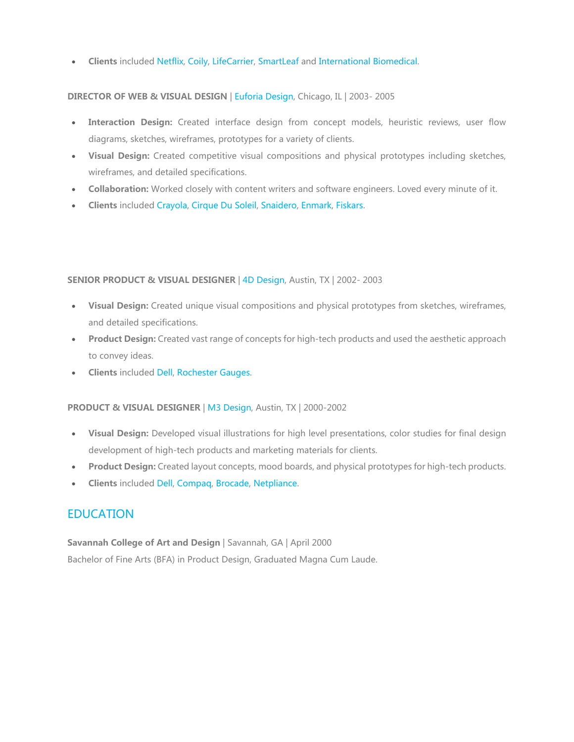- **Clients** included Netflix, Coily, LifeCarrier, SmartLeaf and International Biomedical.

**DIRECTOR OF WEB & VISUAL DESIGN** | Euforia Design, Chicago, IL | 2003- 2005

- **Interaction Design:** Created interface design from concept models, heuristic reviews, user flow diagrams, sketches, wireframes, prototypes for a variety of clients.
- **Visual Design:** Created competitive visual compositions and physical prototypes including sketches, wireframes, and detailed specifications.
- **Collaboration:** Worked closely with content writers and software engineers. Loved every minute of it.
- **Clients** included Crayola, Cirque Du Soleil, Snaidero, Enmark, Fiskars.

**SENIOR PRODUCT & VISUAL DESIGNER** | 4D Design, Austin, TX | 2002- 2003

- **Visual Design:** Created unique visual compositions and physical prototypes from sketches, wireframes, and detailed specifications.
- **Product Design:** Created vast range of concepts for high-tech products and used the aesthetic approach to convey ideas.
- **Clients** included Dell, Rochester Gauges.

**PRODUCT & VISUAL DESIGNER** | M3 Design, Austin, TX | 2000-2002

- **Visual Design:** Developed visual illustrations for high level presentations, color studies for final design development of high-tech products and marketing materials for clients.
- **Product Design:** Created layout concepts, mood boards, and physical prototypes for high-tech products.
- **Clients** included Dell, Compaq, Brocade, Netpliance.

## EDUCATION

**Savannah College of Art and Design** | Savannah, GA | April 2000
Bachelor of Fine Arts (BFA) in Product Design, Graduated Magna Cum Laude.